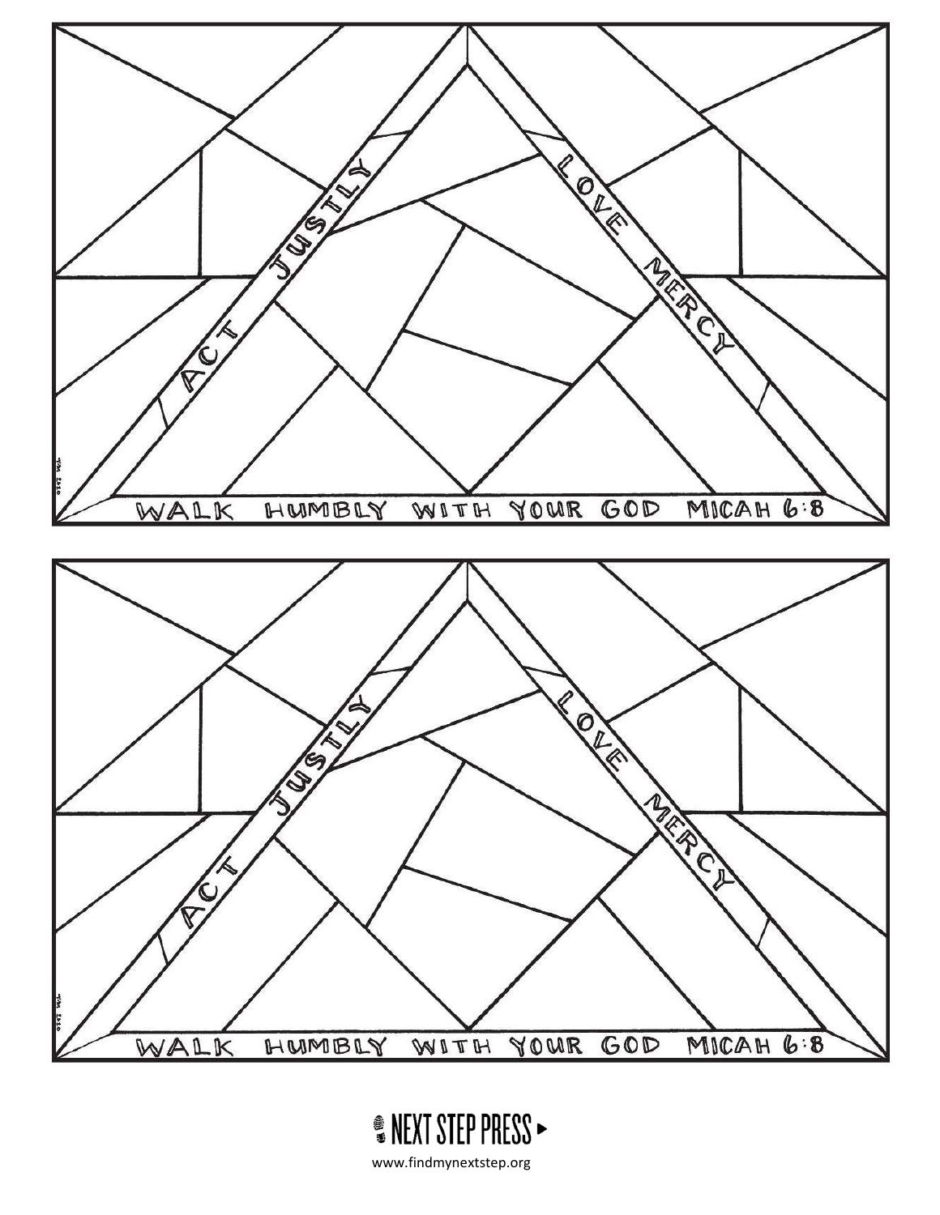ACT JUSTLY

LOVE MERCY

WALK HUMBLY WITH YOUR GOD MICAH 6:8

ACT JUSTLY

LOVE MERCY

WALK HUMBLY WITH YOUR GOD MICAH 6:8

NEXT STEP PRESS

www.findmynextstep.org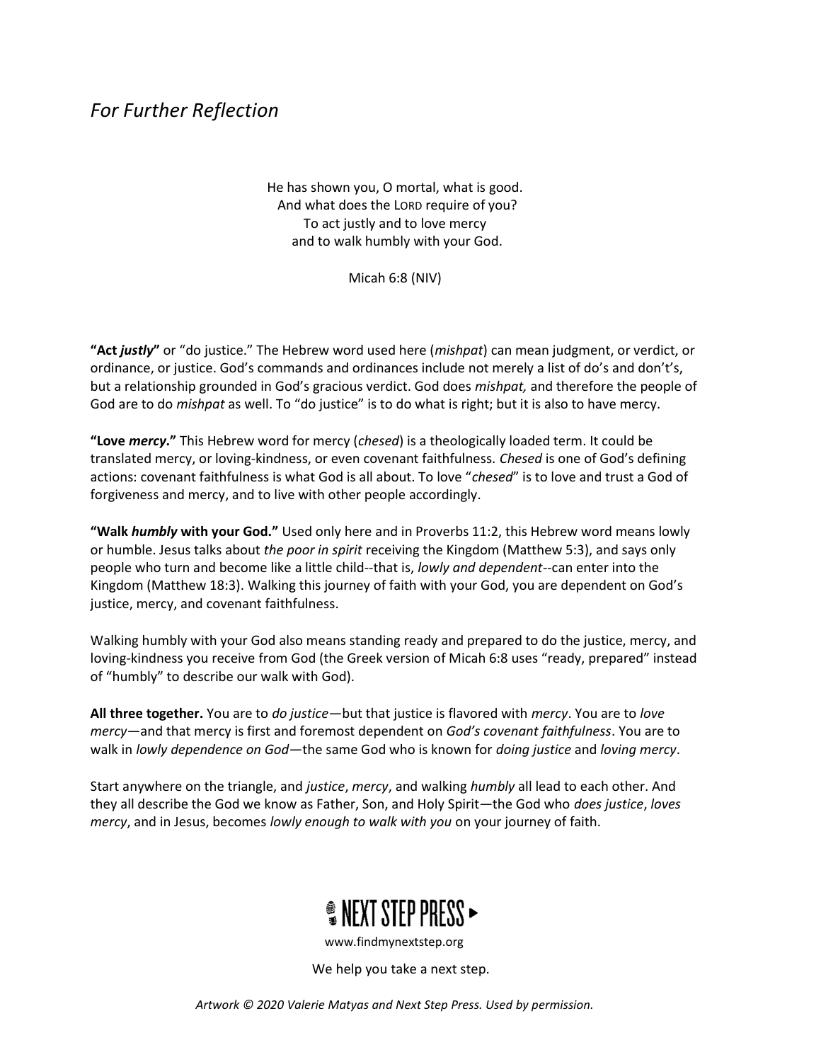## *For Further Reflection*

He has shown you, O mortal, what is good.  
And what does the LORD require of you?  
To act justly and to love mercy  
and to walk humbly with your God.

Micah 6:8 (NIV)

**"Act *justly*"** or "do justice." The Hebrew word used here (*mishpat*) can mean judgment, or verdict, or ordinance, or justice. God's commands and ordinances include not merely a list of do's and don't's, but a relationship grounded in God's gracious verdict. God does *mishpat,* and therefore the people of God are to do *mishpat* as well. To "do justice" is to do what is right; but it is also to have mercy.

**"Love *mercy*."** This Hebrew word for mercy (*chesed*) is a theologically loaded term. It could be translated mercy, or loving-kindness, or even covenant faithfulness. *Chesed* is one of God's defining actions: covenant faithfulness is what God is all about. To love "*chesed*" is to love and trust a God of forgiveness and mercy, and to live with other people accordingly.

**"Walk *humbly* with your God."** Used only here and in Proverbs 11:2, this Hebrew word means lowly or humble. Jesus talks about *the poor in spirit* receiving the Kingdom (Matthew 5:3), and says only people who turn and become like a little child--that is, *lowly and dependent*--can enter into the Kingdom (Matthew 18:3). Walking this journey of faith with your God, you are dependent on God's justice, mercy, and covenant faithfulness.

Walking humbly with your God also means standing ready and prepared to do the justice, mercy, and loving-kindness you receive from God (the Greek version of Micah 6:8 uses "ready, prepared" instead of "humbly" to describe our walk with God).

**All three together.** You are to *do justice*—but that justice is flavored with *mercy*. You are to *love mercy*—and that mercy is first and foremost dependent on *God's covenant faithfulness*. You are to walk in *lowly dependence on God*—the same God who is known for *doing justice* and *loving mercy*.

Start anywhere on the triangle, and *justice*, *mercy*, and walking *humbly* all lead to each other. And they all describe the God we know as Father, Son, and Holy Spirit—the God who *does justice*, *loves mercy*, and in Jesus, becomes *lowly enough to walk with you* on your journey of faith.

NEXT STEP PRESS

www.findmynextstep.org

We help you take a next step.

*Artwork © 2020 Valerie Matyas and Next Step Press. Used by permission.*